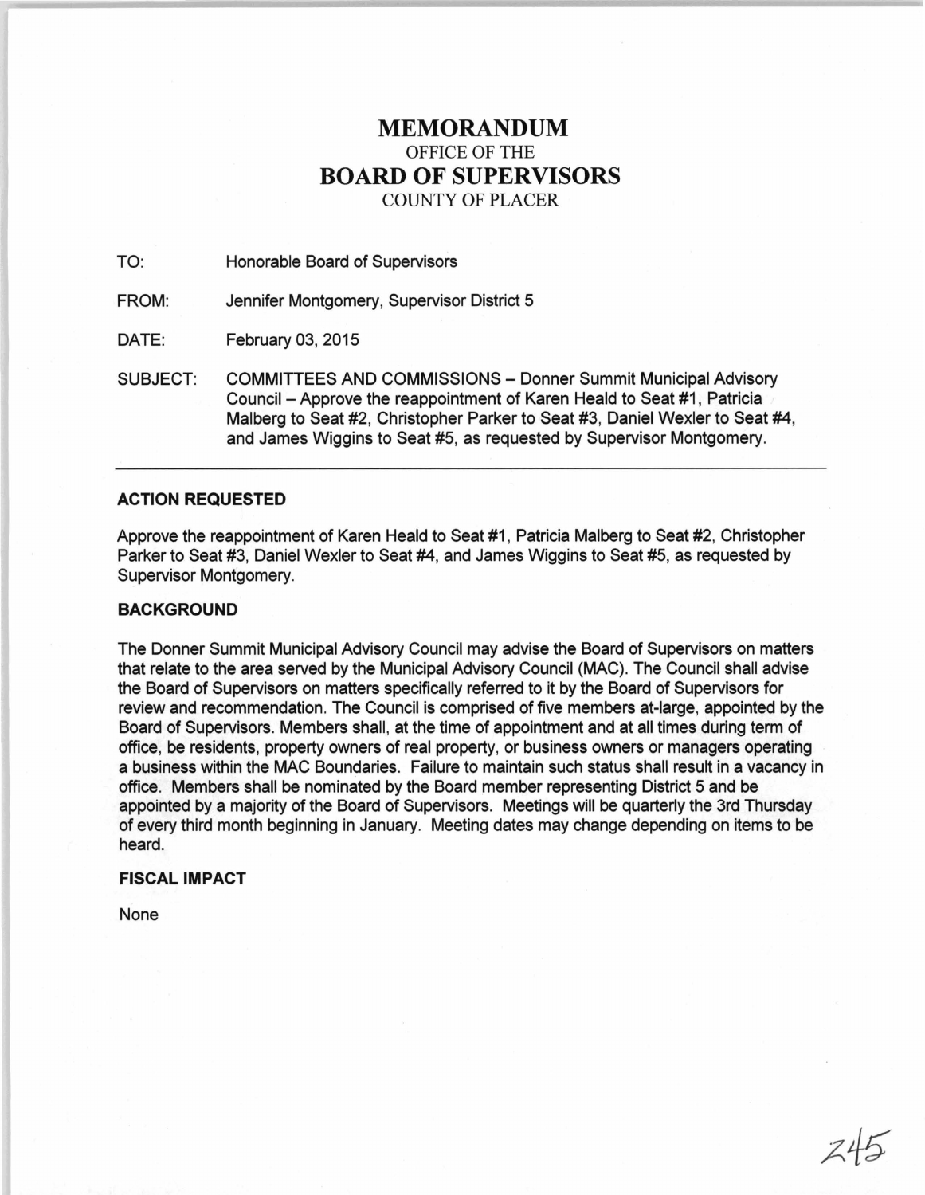# MEMORANDUM

OFFICE OF THE

## BOARD OF SUPERVISORS

COUNTY OF PLACER

TO: Honorable Board of Supervisors

FROM: Jennifer Montgomery, Supervisor District 5

DATE: February 03, 2015

SUBJECT: COMMITTEES AND COMMISSIONS – Donner Summit Municipal Advisory Council – Approve the reappointment of Karen Heald to Seat #1, Patricia Malberg to Seat #2, Christopher Parker to Seat #3, Daniel Wexler to Seat #4, and James Wiggins to Seat #5, as requested by Supervisor Montgomery.

---

### ACTION REQUESTED

Approve the reappointment of Karen Heald to Seat #1, Patricia Malberg to Seat #2, Christopher Parker to Seat #3, Daniel Wexler to Seat #4, and James Wiggins to Seat #5, as requested by Supervisor Montgomery.

### BACKGROUND

The Donner Summit Municipal Advisory Council may advise the Board of Supervisors on matters that relate to the area served by the Municipal Advisory Council (MAC). The Council shall advise the Board of Supervisors on matters specifically referred to it by the Board of Supervisors for review and recommendation. The Council is comprised of five members at-large, appointed by the Board of Supervisors. Members shall, at the time of appointment and at all times during term of office, be residents, property owners of real property, or business owners or managers operating a business within the MAC Boundaries. Failure to maintain such status shall result in a vacancy in office. Members shall be nominated by the Board member representing District 5 and be appointed by a majority of the Board of Supervisors. Meetings will be quarterly the 3rd Thursday of every third month beginning in January. Meeting dates may change depending on items to be heard.

### FISCAL IMPACT

None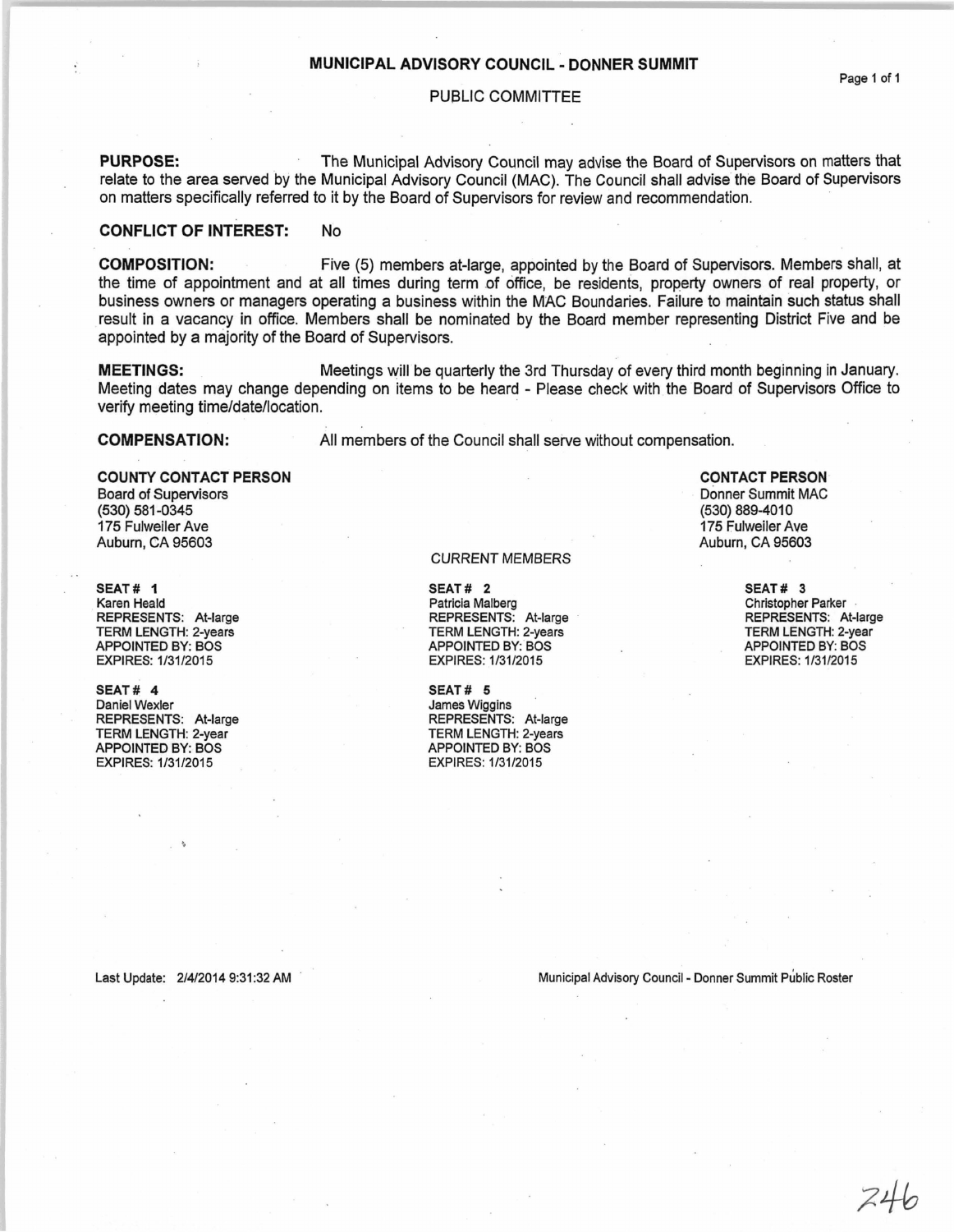# MUNICIPAL ADVISORY COUNCIL - DONNER SUMMIT

## PUBLIC COMMITTEE

**PURPOSE:** The Municipal Advisory Council may advise the Board of Supervisors on matters that relate to the area served by the Municipal Advisory Council (MAC). The Council shall advise the Board of Supervisors on matters specifically referred to it by the Board of Supervisors for review and recommendation.

**CONFLICT OF INTEREST:** No

**COMPOSITION:** Five (5) members at-large, appointed by the Board of Supervisors. Members shall, at the time of appointment and at all times during term of office, be residents, property owners of real property, or business owners or managers operating a business within the MAC Boundaries. Failure to maintain such status shall result in a vacancy in office. Members shall be nominated by the Board member representing District Five and be appointed by a majority of the Board of Supervisors.

**MEETINGS:** Meetings will be quarterly the 3rd Thursday of every third month beginning in January. Meeting dates may change depending on items to be heard - Please check with the Board of Supervisors Office to verify meeting time/date/location.

**COMPENSATION:** All members of the Council shall serve without compensation.

**COUNTY CONTACT PERSON**
Board of Supervisors
(530) 581-0345
175 Fulweiler Ave
Auburn, CA 95603

**CONTACT PERSON**
Donner Summit MAC
(530) 889-4010
175 Fulweiler Ave
Auburn, CA 95603

### CURRENT MEMBERS

**SEAT # 1**
Karen Heald
REPRESENTS: At-large
TERM LENGTH: 2-years
APPOINTED BY: BOS
EXPIRES: 1/31/2015

**SEAT # 2**
Patricia Malberg
REPRESENTS: At-large
TERM LENGTH: 2-years
APPOINTED BY: BOS
EXPIRES: 1/31/2015

**SEAT # 3**
Christopher Parker
REPRESENTS: At-large
TERM LENGTH: 2-year
APPOINTED BY: BOS
EXPIRES: 1/31/2015

**SEAT # 4**
Daniel Wexler
REPRESENTS: At-large
TERM LENGTH: 2-year
APPOINTED BY: BOS
EXPIRES: 1/31/2015

**SEAT # 5**
James Wiggins
REPRESENTS: At-large
TERM LENGTH: 2-years
APPOINTED BY: BOS
EXPIRES: 1/31/2015

Last Update: 2/4/2014 9:31:32 AM

Municipal Advisory Council - Donner Summit Public Roster